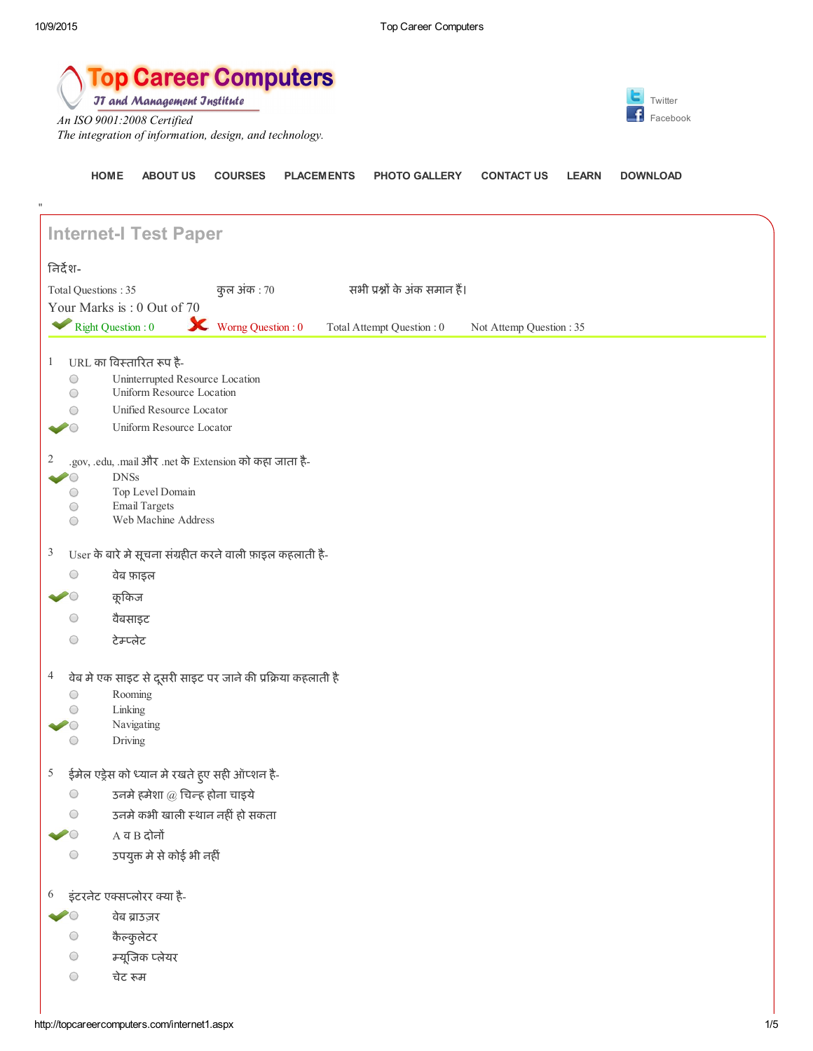# Top Career Computers

*IT and Management Institute*

*An ISO 9001:2008 Certified*
*The integration of information, design, and technology.*

Twitter
Facebook

HOME ABOUT US COURSES PLACEMENTS PHOTO GALLERY CONTACT US LEARN DOWNLOAD

"

## Internet-I Test Paper

निर्देश-

Total Questions : 35 कुल अंक : 70 सभी प्रश्नों के अंक समान हैं।

Your Marks is : 0 Out of 70

Right Question : 0 Worng Question : 0 Total Attempt Question : 0 Not Attemp Question : 35

1 URL का विस्तारित रूप है-
- Uninterrupted Resource Location
- Uniform Resource Location
- Unified Resource Locator
- ✔ Uniform Resource Locator

2 .gov, .edu, .mail और .net के Extension को कहा जाता है-
- ✔ DNSs
- Top Level Domain
- Email Targets
- Web Machine Address

3 User के बारे मे सूचना संग्रहीत करने वाली फ़ाइल कहलाती है-
- वेब फ़ाइल
- ✔ कूकिज
- वैबसाइट
- टेम्प्लेट

4 वेब मे एक साइट से दूसरी साइट पर जाने की प्रक्रिया कहलाती है
- Rooming
- Linking
- ✔ Navigating
- Driving

5 ईमेल एड्रेस को ध्यान मे रखते हुए सही ऑप्शन है-
- उनमे हमेशा @ चिन्ह होना चाइये
- उनमे कभी खाली स्थान नहीं हो सकता
- ✔ A व B दोनों
- उपयुक्त मे से कोई भी नहीं

6 इंटरनेट एक्सप्लोरर क्या है-
- ✔ वेब ब्राउज़र
- कैल्कुलेटर
- म्यूजिक प्लेयर
- चेट रूम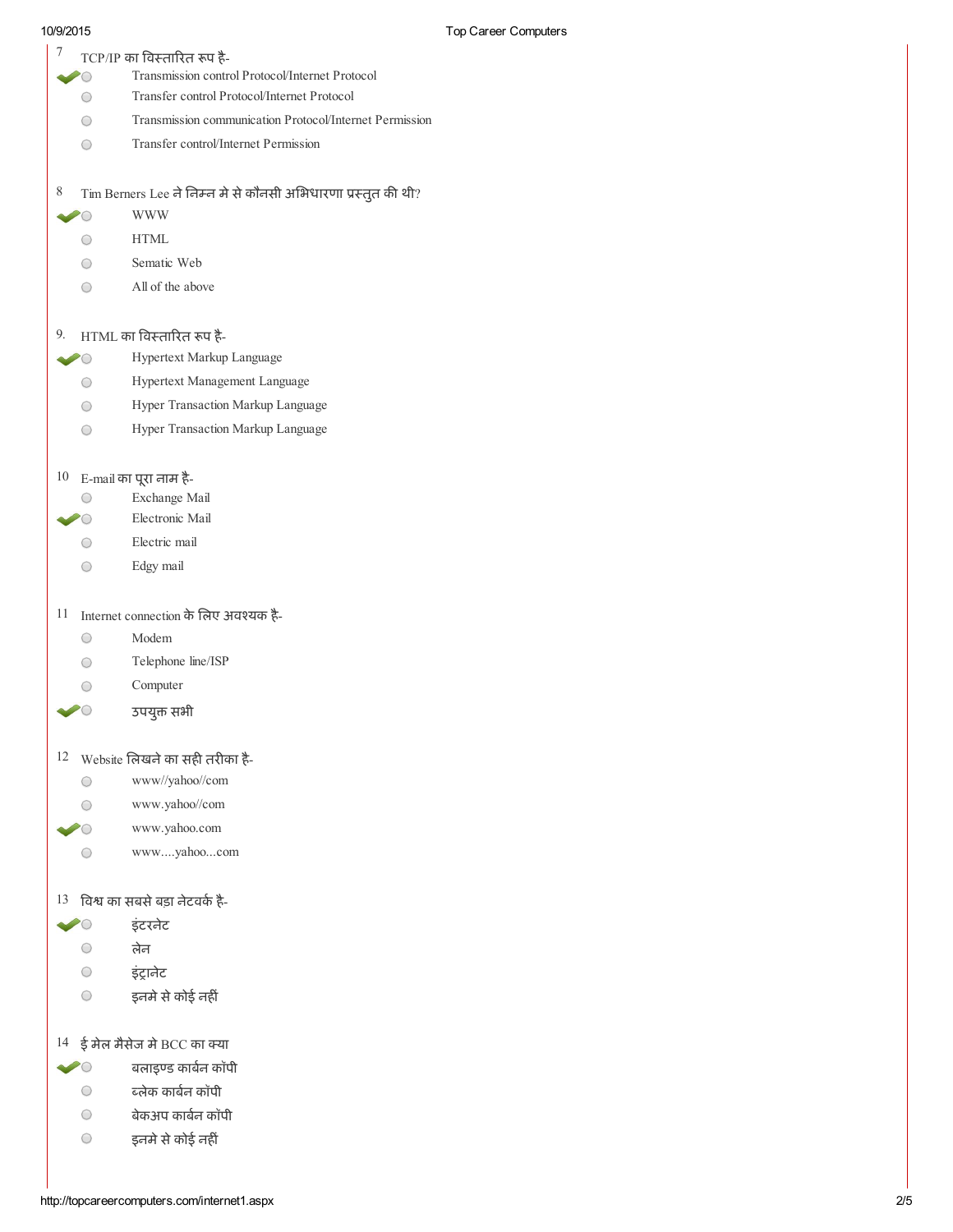7 TCP/IP का विस्तारित रूप है-

- ✔ Transmission control Protocol/Internet Protocol
- Transfer control Protocol/Internet Protocol
- Transmission communication Protocol/Internet Permission
- Transfer control/Internet Permission

8 Tim Berners Lee ने निम्न मे से कौनसी अभिधारणा प्रस्तुत की थी?

- ✔ WWW
- HTML
- Sematic Web
- All of the above

9. HTML का विस्तारित रूप है-

- ✔ Hypertext Markup Language
- Hypertext Management Language
- Hyper Transaction Markup Language
- Hyper Transaction Markup Language

10 E-mail का पूरा नाम है-

- Exchange Mail
- ✔ Electronic Mail
- Electric mail
- Edgy mail

11 Internet connection के लिए अवश्यक है-

- Modem
- Telephone line/ISP
- Computer
- ✔ उपयुक्त सभी

12 Website लिखने का सही तरीका है-

- www//yahoo//com
- www.yahoo//com
- ✔ www.yahoo.com
- www....yahoo...com

13 विश्व का सबसे बड़ा नेटवर्क है-

- ✔ इंटरनेट
- लेन
- इंट्रानेट
- इनमे से कोई नहीं

14 ई मेल मैसेज मे BCC का क्या

- ✔ बलाइण्ड कार्बन कॉपी
- ब्लेक कार्बन कॉपी
- बेकअप कार्बन कॉपी
- इनमे से कोई नहीं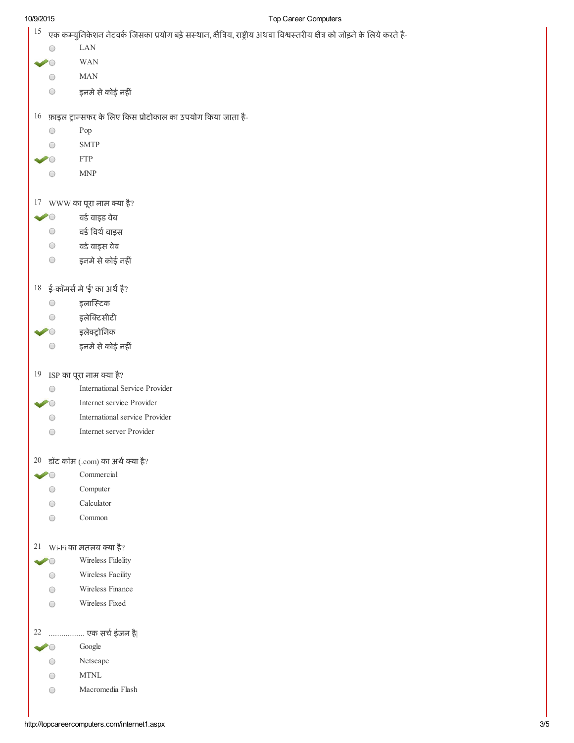15 एक कम्युनिकेशन नेटवर्क जिसका प्रयोग बड़े सस्थान, क्षैत्रिय, राष्ट्रीय अथवा विश्वस्तरीय क्षैत्र को जोड़ने के लिये करते है-

- LAN
- ✔ WAN
- MAN
- इनमे से कोई नहीं

16 फ़ाइल ट्रान्सफर के लिए किस प्रोटोकाल का उपयोग किया जाता है-

- Pop
- SMTP
- ✔ FTP
- MNP

17 WWW का पूरा नाम क्या है?

- ✔ वर्ड वाइड वेब
- वर्ड विर्थ वाइस
- वर्ड वाइस वेब
- इनमे से कोई नहीं

18 ई-कॉमर्स मे 'ई' का अर्थ है?

- इलास्टिक
- इलेक्टिसीटी
- ✔ इलेक्ट्रोनिक
- इनमे से कोई नहीं

19 ISP का पूरा नाम क्या है?

- International Service Provider
- ✔ Internet service Provider
- International service Provider
- Internet server Provider

20 डॉट कॉम (.com) का अर्थ क्या है?

- ✔ Commercial
- Computer
- Calculator
- Common

21 Wi-Fi का मतलब क्या है?

- ✔ Wireless Fidelity
- Wireless Facility
- Wireless Finance
- Wireless Fixed

22 ................ एक सर्च इंजन है|

- ✔ Google
- Netscape
- MTNL
- Macromedia Flash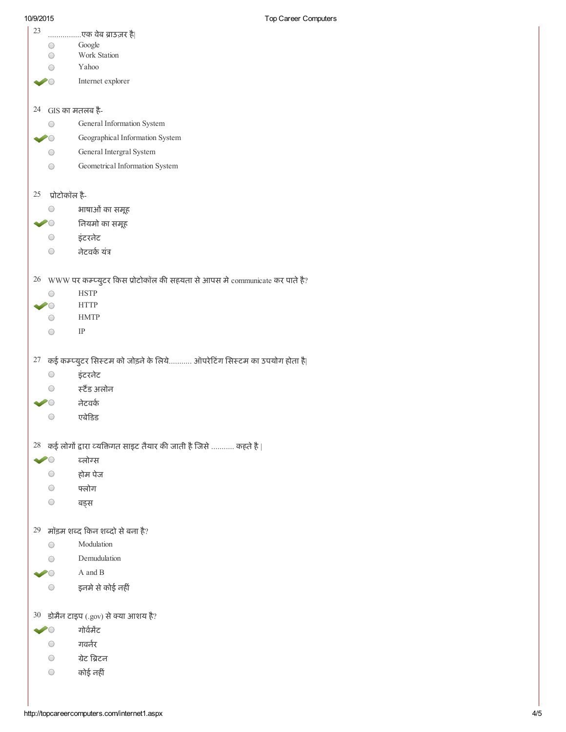23 ................एक वेब ब्राउज़र है|

- Google
- Work Station
- Yahoo
- ✔ Internet explorer

24 GIS का मतलब है-

- General Information System
- ✔ Geographical Information System
- General Intergral System
- Geometrical Information System

25 प्रोटोकॉल है-

- भाषाओं का समूह
- ✔ नियमो का समूह
- इंटरनेट
- नेटवर्क यंत्र

26 WWW पर कम्प्युटर किस प्रोटोकॉल की सहयता से आपस मे communicate कर पाते है?

- HSTP
- ✔ HTTP
- HMTP
- IP

27 कई कम्प्युटर सिस्टम को जोड़ने के लिये........... ऑपरेटिंग सिस्टम का उपयोग होता है|

- इंटरनेट
- स्टैंड अलोन
- ✔ नेटवर्क
- एबेडिड

28 कई लोगों द्वारा व्यक्तिगत साइट तैयार की जाती है जिसे ........... कहते है |

- ✔ ब्लोग्स
- होम पेज
- फ्लोग
- बड्स

29 मॉड़म शब्द किन शब्दो से बना है?

- Modulation
- Demudulation
- ✔ A and B
- इनमे से कोई नहीं

30 डोमैन टाइप (.gov) से क्या आशय है?

- ✔ गोर्वमेंट
- गवर्नर
- ग्रेट ब्रिटन
- कोई नहीं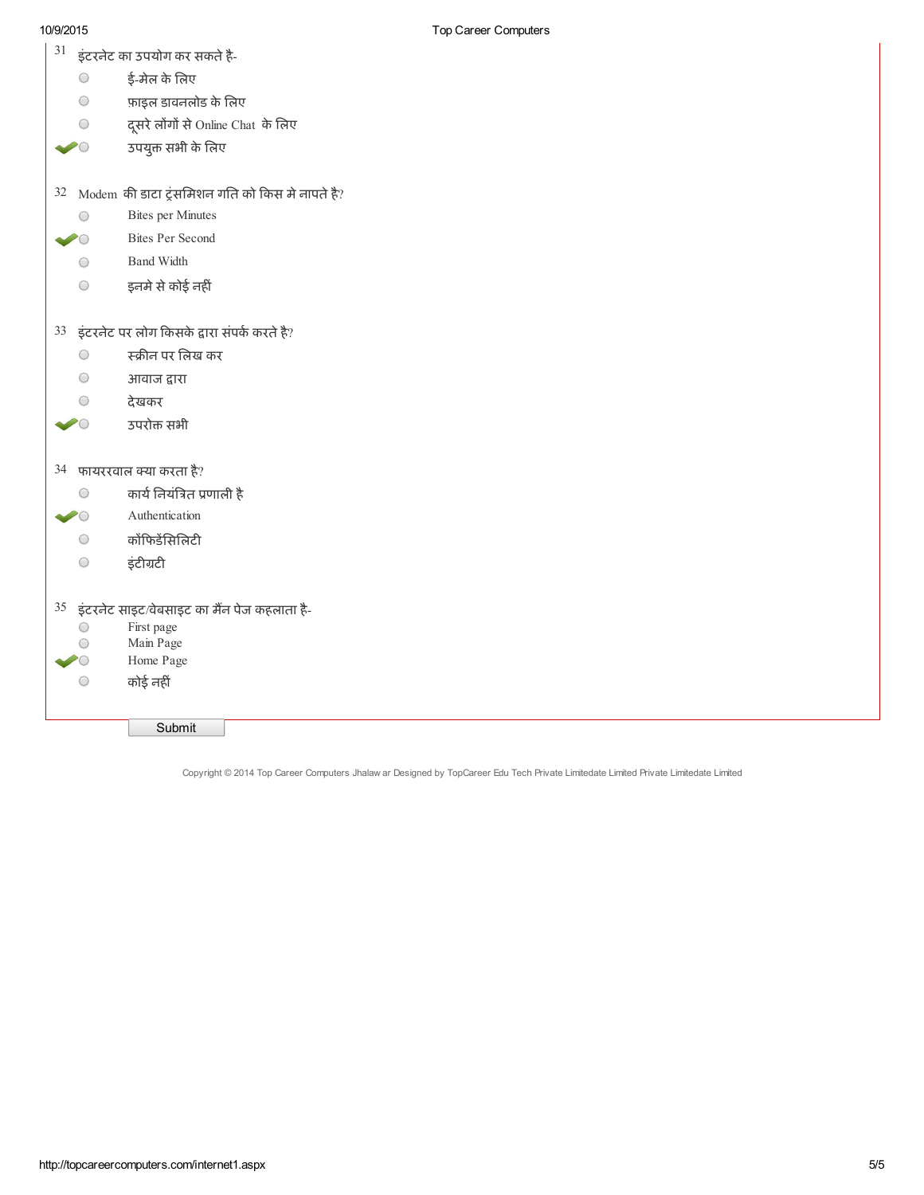31 इंटरनेट का उपयोग कर सकते है-

- ई-मेल के लिए
- फ़ाइल डावनलोड के लिए
- दूसरे लोंगों से Online Chat के लिए
- ✔ उपयुक्त सभी के लिए

32 Modem की डाटा ट्रंसमिशन गति को किस मे नापते है?

- Bites per Minutes
- ✔ Bites Per Second
- Band Width
- इनमे से कोई नहीं

33 इंटरनेट पर लोग किसके द्वारा संपर्क करते है?

- स्क्रीन पर लिख कर
- आवाज द्वारा
- देखकर
- ✔ उपरोक्त सभी

34 फायररवाल क्या करता है?

- कार्य नियंत्रित प्रणाली है
- ✔ Authentication
- कोंफिडेंसिलिटी
- इंटीग्रटी

35 इंटरनेट साइट/वेबसाइट का मैंन पेज कहलाता है-

- First page
- Main Page
- ✔ Home Page
- कोई नहीं

Submit

Copyright © 2014 Top Career Computers Jhalawar Designed by TopCareer Edu Tech Private Limitedate Limited Private Limitedate Limited